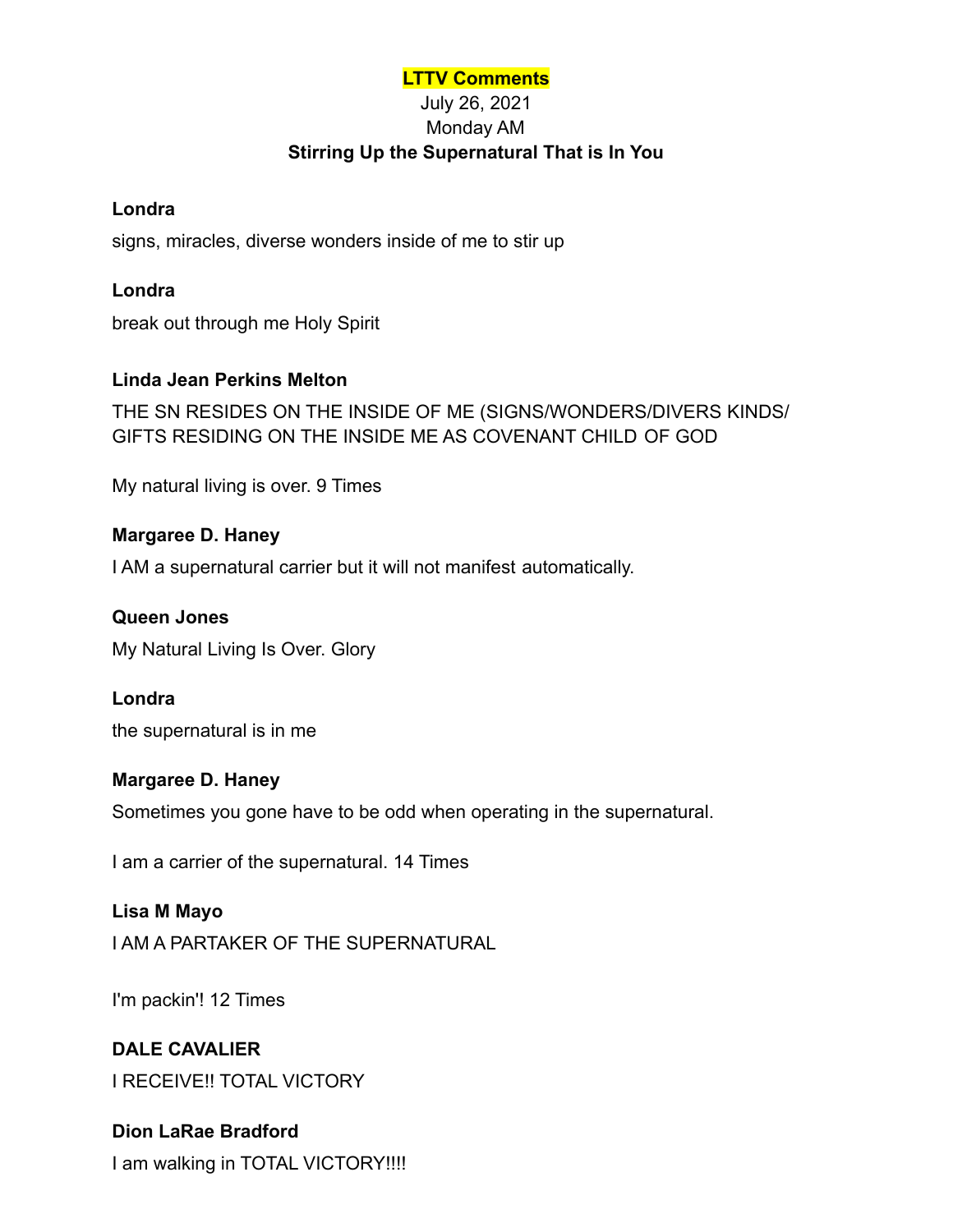# LTTV Comments

July 26, 2021

Monday AM

**Stirring Up the Supernatural That is In You**

**Londra**

signs, miracles, diverse wonders inside of me to stir up

**Londra**

break out through me Holy Spirit

**Linda Jean Perkins Melton**

THE SN RESIDES ON THE INSIDE OF ME (SIGNS/WONDERS/DIVERS KINDS/ GIFTS RESIDING ON THE INSIDE ME AS COVENANT CHILD OF GOD

My natural living is over. 9 Times

**Margaree D. Haney**

I AM a supernatural carrier but it will not manifest automatically.

**Queen Jones**

My Natural Living Is Over. Glory

**Londra**

the supernatural is in me

**Margaree D. Haney**

Sometimes you gone have to be odd when operating in the supernatural.

I am a carrier of the supernatural. 14 Times

**Lisa M Mayo**

I AM A PARTAKER OF THE SUPERNATURAL

I'm packin'! 12 Times

**DALE CAVALIER**

I RECEIVE!! TOTAL VICTORY

**Dion LaRae Bradford**

I am walking in TOTAL VICTORY!!!!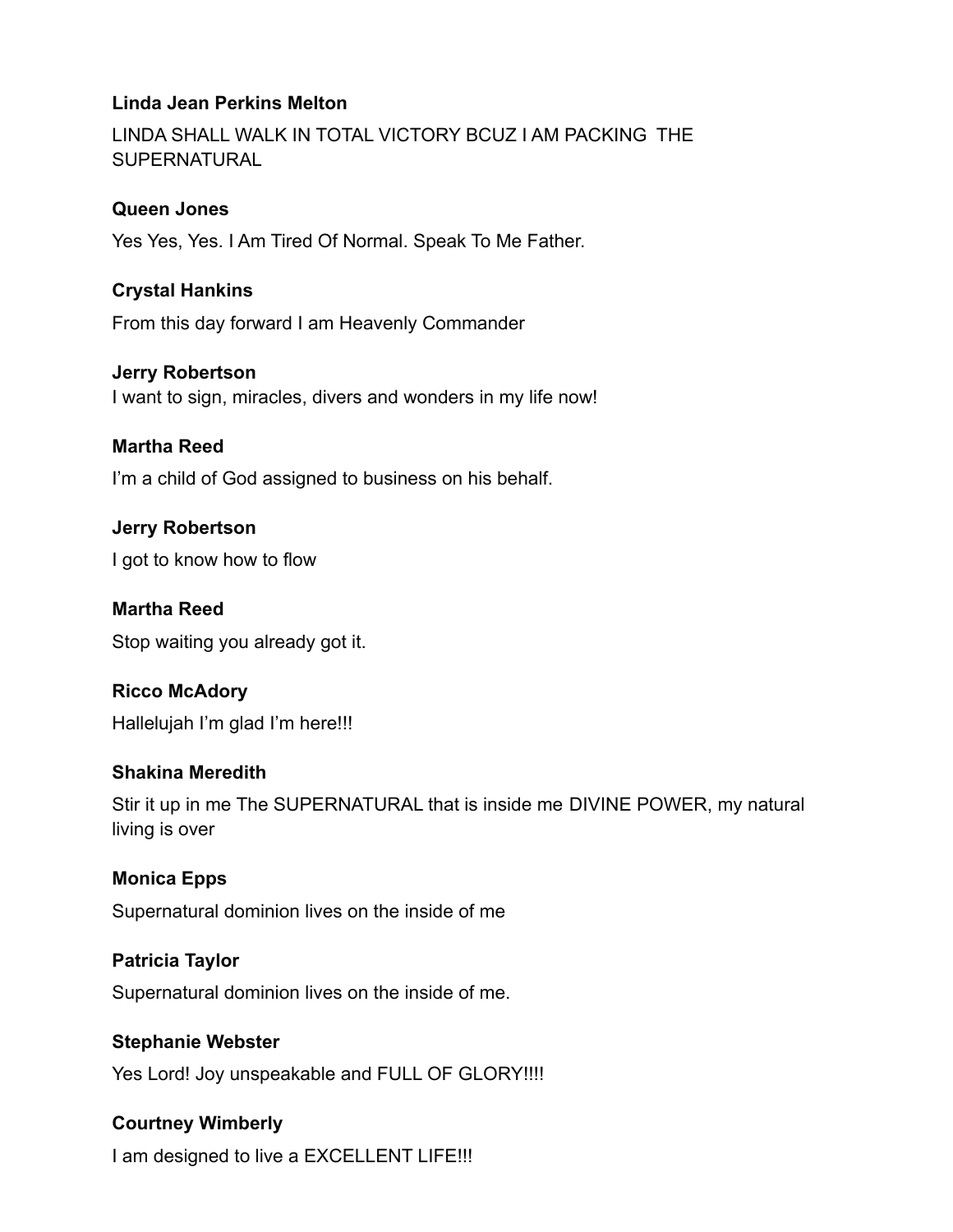**Linda Jean Perkins Melton**

LINDA SHALL WALK IN TOTAL VICTORY BCUZ I AM PACKING THE SUPERNATURAL

**Queen Jones**

Yes Yes, Yes. I Am Tired Of Normal. Speak To Me Father.

**Crystal Hankins**

From this day forward I am Heavenly Commander

**Jerry Robertson**

I want to sign, miracles, divers and wonders in my life now!

**Martha Reed**

I'm a child of God assigned to business on his behalf.

**Jerry Robertson**

I got to know how to flow

**Martha Reed**

Stop waiting you already got it.

**Ricco McAdory**

Hallelujah I'm glad I'm here!!!

**Shakina Meredith**

Stir it up in me The SUPERNATURAL that is inside me DIVINE POWER, my natural living is over

**Monica Epps**

Supernatural dominion lives on the inside of me

**Patricia Taylor**

Supernatural dominion lives on the inside of me.

**Stephanie Webster**

Yes Lord! Joy unspeakable and FULL OF GLORY!!!!

**Courtney Wimberly**

I am designed to live a EXCELLENT LIFE!!!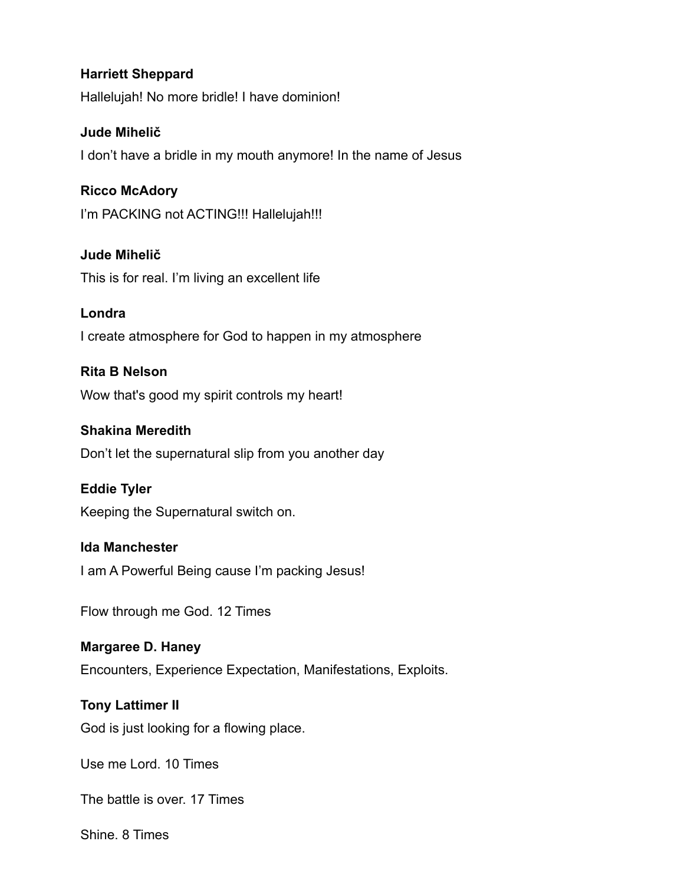**Harriett Sheppard**

Hallelujah! No more bridle! I have dominion!

**Jude Mihelič**

I don’t have a bridle in my mouth anymore! In the name of Jesus

**Ricco McAdory**

I’m PACKING not ACTING!!! Hallelujah!!!

**Jude Mihelič**

This is for real. I’m living an excellent life

**Londra**

I create atmosphere for God to happen in my atmosphere

**Rita B Nelson**

Wow that's good my spirit controls my heart!

**Shakina Meredith**

Don’t let the supernatural slip from you another day

**Eddie Tyler**

Keeping the Supernatural switch on.

**Ida Manchester**

I am A Powerful Being cause I’m packing Jesus!

Flow through me God. 12 Times

**Margaree D. Haney**

Encounters, Experience Expectation, Manifestations, Exploits.

**Tony Lattimer II**

God is just looking for a flowing place.

Use me Lord. 10 Times

The battle is over. 17 Times

Shine. 8 Times